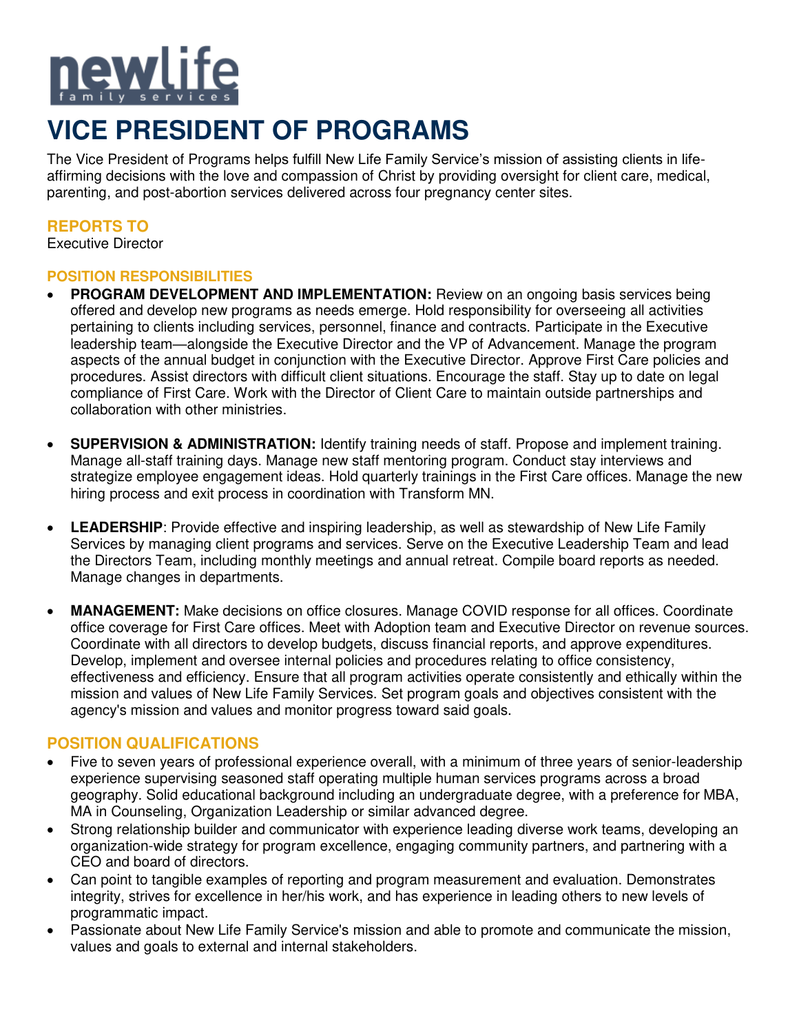newlife family services

# VICE PRESIDENT OF PROGRAMS

The Vice President of Programs helps fulfill New Life Family Service's mission of assisting clients in life-affirming decisions with the love and compassion of Christ by providing oversight for client care, medical, parenting, and post-abortion services delivered across four pregnancy center sites.

## REPORTS TO

Executive Director

## POSITION RESPONSIBILITIES

- **PROGRAM DEVELOPMENT AND IMPLEMENTATION:** Review on an ongoing basis services being offered and develop new programs as needs emerge. Hold responsibility for overseeing all activities pertaining to clients including services, personnel, finance and contracts. Participate in the Executive leadership team—alongside the Executive Director and the VP of Advancement. Manage the program aspects of the annual budget in conjunction with the Executive Director. Approve First Care policies and procedures. Assist directors with difficult client situations. Encourage the staff. Stay up to date on legal compliance of First Care. Work with the Director of Client Care to maintain outside partnerships and collaboration with other ministries.

- **SUPERVISION & ADMINISTRATION:** Identify training needs of staff. Propose and implement training. Manage all-staff training days. Manage new staff mentoring program. Conduct stay interviews and strategize employee engagement ideas. Hold quarterly trainings in the First Care offices. Manage the new hiring process and exit process in coordination with Transform MN.

- **LEADERSHIP**: Provide effective and inspiring leadership, as well as stewardship of New Life Family Services by managing client programs and services. Serve on the Executive Leadership Team and lead the Directors Team, including monthly meetings and annual retreat. Compile board reports as needed. Manage changes in departments.

- **MANAGEMENT:** Make decisions on office closures. Manage COVID response for all offices. Coordinate office coverage for First Care offices. Meet with Adoption team and Executive Director on revenue sources. Coordinate with all directors to develop budgets, discuss financial reports, and approve expenditures. Develop, implement and oversee internal policies and procedures relating to office consistency, effectiveness and efficiency. Ensure that all program activities operate consistently and ethically within the mission and values of New Life Family Services. Set program goals and objectives consistent with the agency's mission and values and monitor progress toward said goals.

## POSITION QUALIFICATIONS

- Five to seven years of professional experience overall, with a minimum of three years of senior-leadership experience supervising seasoned staff operating multiple human services programs across a broad geography. Solid educational background including an undergraduate degree, with a preference for MBA, MA in Counseling, Organization Leadership or similar advanced degree.
- Strong relationship builder and communicator with experience leading diverse work teams, developing an organization-wide strategy for program excellence, engaging community partners, and partnering with a CEO and board of directors.
- Can point to tangible examples of reporting and program measurement and evaluation. Demonstrates integrity, strives for excellence in her/his work, and has experience in leading others to new levels of programmatic impact.
- Passionate about New Life Family Service's mission and able to promote and communicate the mission, values and goals to external and internal stakeholders.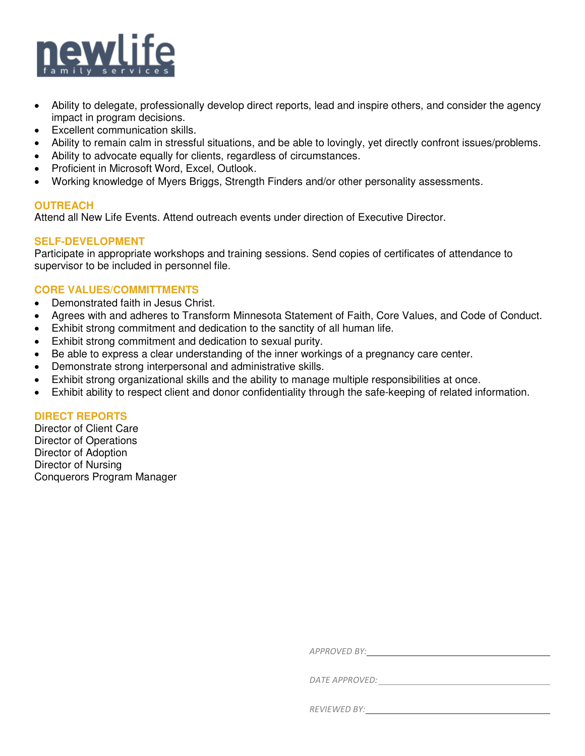- Ability to delegate, professionally develop direct reports, lead and inspire others, and consider the agency impact in program decisions.
- Excellent communication skills.
- Ability to remain calm in stressful situations, and be able to lovingly, yet directly confront issues/problems.
- Ability to advocate equally for clients, regardless of circumstances.
- Proficient in Microsoft Word, Excel, Outlook.
- Working knowledge of Myers Briggs, Strength Finders and/or other personality assessments.

## OUTREACH

Attend all New Life Events. Attend outreach events under direction of Executive Director.

## SELF-DEVELOPMENT

Participate in appropriate workshops and training sessions. Send copies of certificates of attendance to supervisor to be included in personnel file.

## CORE VALUES/COMMITTMENTS

- Demonstrated faith in Jesus Christ.
- Agrees with and adheres to Transform Minnesota Statement of Faith, Core Values, and Code of Conduct.
- Exhibit strong commitment and dedication to the sanctity of all human life.
- Exhibit strong commitment and dedication to sexual purity.
- Be able to express a clear understanding of the inner workings of a pregnancy care center.
- Demonstrate strong interpersonal and administrative skills.
- Exhibit strong organizational skills and the ability to manage multiple responsibilities at once.
- Exhibit ability to respect client and donor confidentiality through the safe-keeping of related information.

## DIRECT REPORTS

Director of Client Care
Director of Operations
Director of Adoption
Director of Nursing
Conquerors Program Manager

*APPROVED BY:* ______________________________

*DATE APPROVED:* ______________________________

*REVIEWED BY:* ______________________________